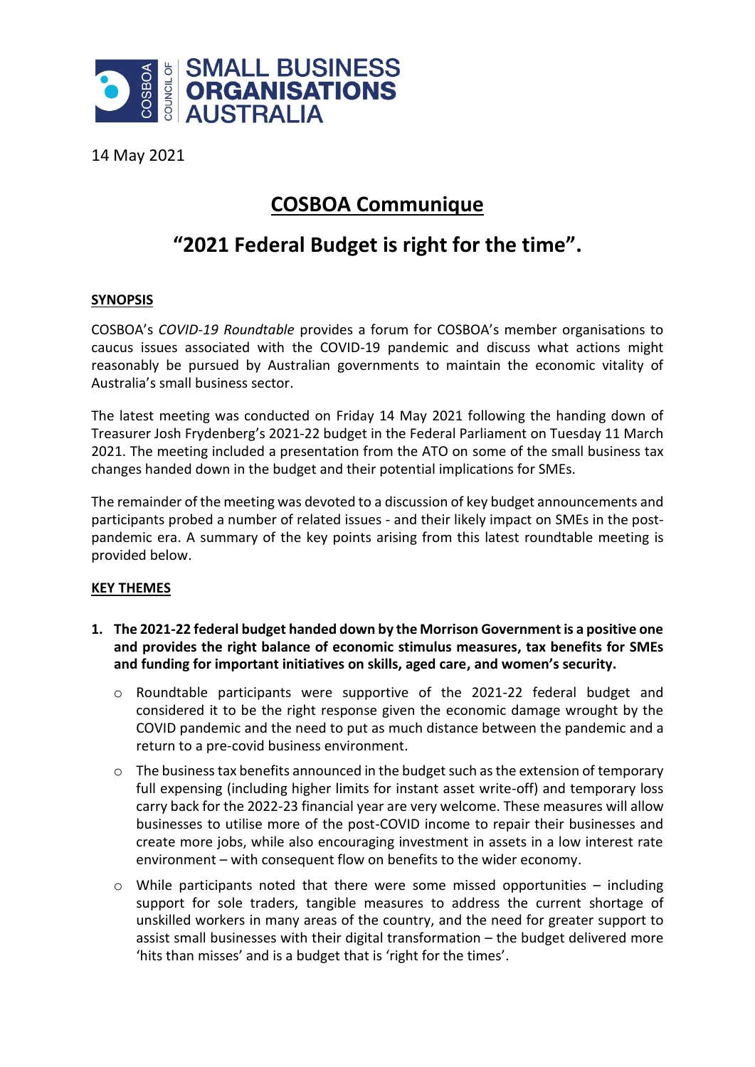COUNCIL OF SMALL BUSINESS ORGANISATIONS AUSTRALIA

14 May 2021

# COSBOA Communique

## "2021 Federal Budget is right for the time".

### SYNOPSIS

COSBOA's *COVID-19 Roundtable* provides a forum for COSBOA's member organisations to caucus issues associated with the COVID-19 pandemic and discuss what actions might reasonably be pursued by Australian governments to maintain the economic vitality of Australia's small business sector.

The latest meeting was conducted on Friday 14 May 2021 following the handing down of Treasurer Josh Frydenberg's 2021-22 budget in the Federal Parliament on Tuesday 11 March 2021. The meeting included a presentation from the ATO on some of the small business tax changes handed down in the budget and their potential implications for SMEs.

The remainder of the meeting was devoted to a discussion of key budget announcements and participants probed a number of related issues - and their likely impact on SMEs in the post-pandemic era. A summary of the key points arising from this latest roundtable meeting is provided below.

### KEY THEMES

1. **The 2021-22 federal budget handed down by the Morrison Government is a positive one and provides the right balance of economic stimulus measures, tax benefits for SMEs and funding for important initiatives on skills, aged care, and women's security.**
   - Roundtable participants were supportive of the 2021-22 federal budget and considered it to be the right response given the economic damage wrought by the COVID pandemic and the need to put as much distance between the pandemic and a return to a pre-covid business environment.
   - The business tax benefits announced in the budget such as the extension of temporary full expensing (including higher limits for instant asset write-off) and temporary loss carry back for the 2022-23 financial year are very welcome. These measures will allow businesses to utilise more of the post-COVID income to repair their businesses and create more jobs, while also encouraging investment in assets in a low interest rate environment – with consequent flow on benefits to the wider economy.
   - While participants noted that there were some missed opportunities – including support for sole traders, tangible measures to address the current shortage of unskilled workers in many areas of the country, and the need for greater support to assist small businesses with their digital transformation – the budget delivered more 'hits than misses' and is a budget that is 'right for the times'.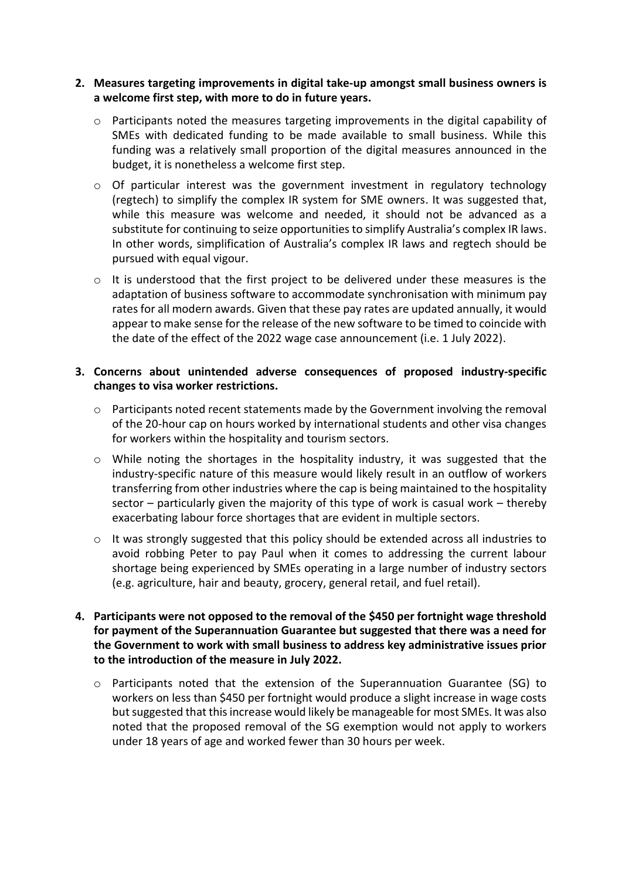2. **Measures targeting improvements in digital take-up amongst small business owners is a welcome first step, with more to do in future years.**

   - Participants noted the measures targeting improvements in the digital capability of SMEs with dedicated funding to be made available to small business. While this funding was a relatively small proportion of the digital measures announced in the budget, it is nonetheless a welcome first step.
   - Of particular interest was the government investment in regulatory technology (regtech) to simplify the complex IR system for SME owners. It was suggested that, while this measure was welcome and needed, it should not be advanced as a substitute for continuing to seize opportunities to simplify Australia's complex IR laws. In other words, simplification of Australia's complex IR laws and regtech should be pursued with equal vigour.
   - It is understood that the first project to be delivered under these measures is the adaptation of business software to accommodate synchronisation with minimum pay rates for all modern awards. Given that these pay rates are updated annually, it would appear to make sense for the release of the new software to be timed to coincide with the date of the effect of the 2022 wage case announcement (i.e. 1 July 2022).

3. **Concerns about unintended adverse consequences of proposed industry-specific changes to visa worker restrictions.**

   - Participants noted recent statements made by the Government involving the removal of the 20-hour cap on hours worked by international students and other visa changes for workers within the hospitality and tourism sectors.
   - While noting the shortages in the hospitality industry, it was suggested that the industry-specific nature of this measure would likely result in an outflow of workers transferring from other industries where the cap is being maintained to the hospitality sector – particularly given the majority of this type of work is casual work – thereby exacerbating labour force shortages that are evident in multiple sectors.
   - It was strongly suggested that this policy should be extended across all industries to avoid robbing Peter to pay Paul when it comes to addressing the current labour shortage being experienced by SMEs operating in a large number of industry sectors (e.g. agriculture, hair and beauty, grocery, general retail, and fuel retail).

4. **Participants were not opposed to the removal of the $450 per fortnight wage threshold for payment of the Superannuation Guarantee but suggested that there was a need for the Government to work with small business to address key administrative issues prior to the introduction of the measure in July 2022.**

   - Participants noted that the extension of the Superannuation Guarantee (SG) to workers on less than $450 per fortnight would produce a slight increase in wage costs but suggested that this increase would likely be manageable for most SMEs. It was also noted that the proposed removal of the SG exemption would not apply to workers under 18 years of age and worked fewer than 30 hours per week.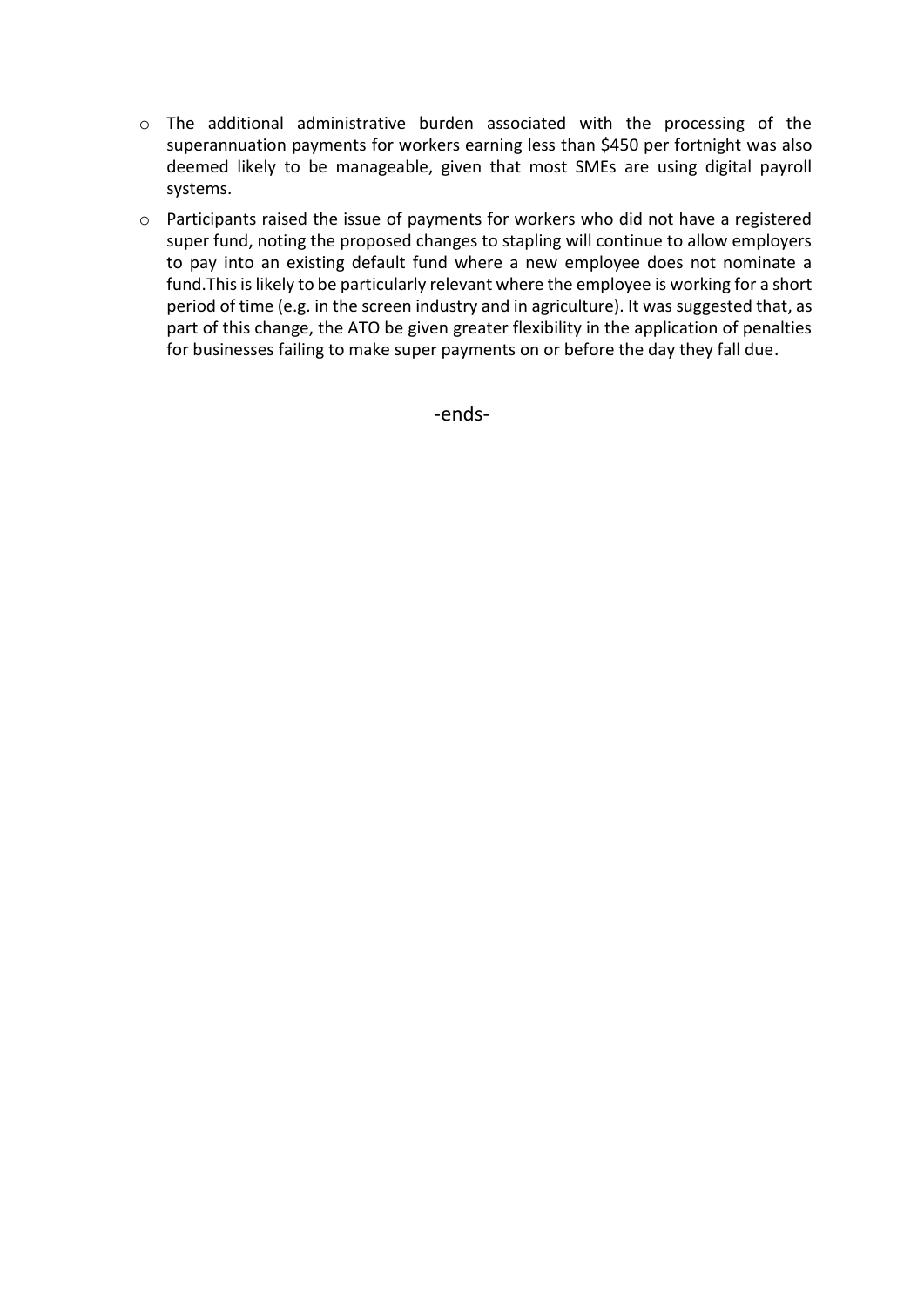- The additional administrative burden associated with the processing of the superannuation payments for workers earning less than $450 per fortnight was also deemed likely to be manageable, given that most SMEs are using digital payroll systems.
- Participants raised the issue of payments for workers who did not have a registered super fund, noting the proposed changes to stapling will continue to allow employers to pay into an existing default fund where a new employee does not nominate a fund.This is likely to be particularly relevant where the employee is working for a short period of time (e.g. in the screen industry and in agriculture). It was suggested that, as part of this change, the ATO be given greater flexibility in the application of penalties for businesses failing to make super payments on or before the day they fall due.

-ends-